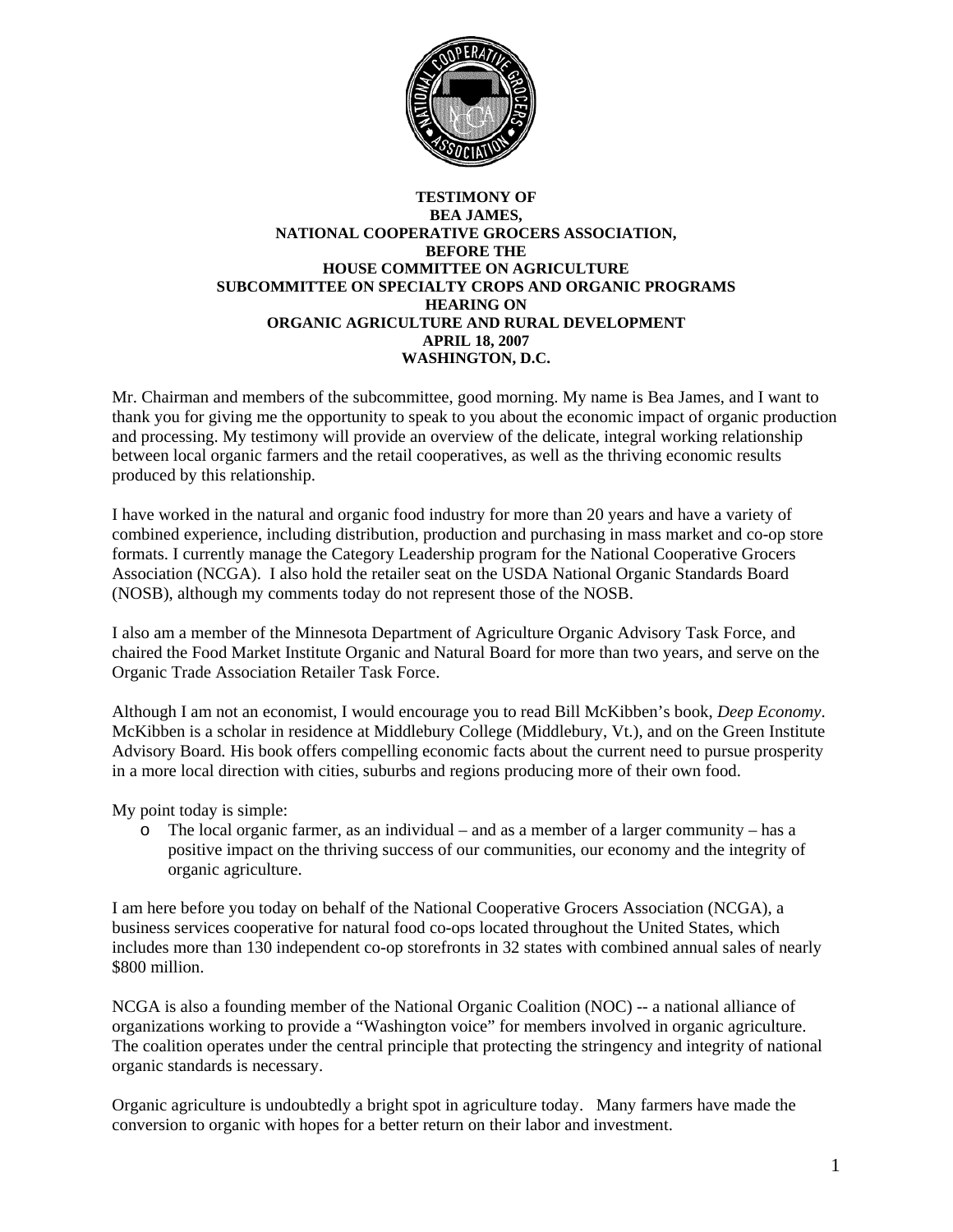**TESTIMONY OF**
**BEA JAMES,**
**NATIONAL COOPERATIVE GROCERS ASSOCIATION,**
**BEFORE THE**
**HOUSE COMMITTEE ON AGRICULTURE**
**SUBCOMMITTEE ON SPECIALTY CROPS AND ORGANIC PROGRAMS**
**HEARING ON**
**ORGANIC AGRICULTURE AND RURAL DEVELOPMENT**
**APRIL 18, 2007**
**WASHINGTON, D.C.**

Mr. Chairman and members of the subcommittee, good morning. My name is Bea James, and I want to thank you for giving me the opportunity to speak to you about the economic impact of organic production and processing. My testimony will provide an overview of the delicate, integral working relationship between local organic farmers and the retail cooperatives, as well as the thriving economic results produced by this relationship.

I have worked in the natural and organic food industry for more than 20 years and have a variety of combined experience, including distribution, production and purchasing in mass market and co-op store formats. I currently manage the Category Leadership program for the National Cooperative Grocers Association (NCGA). I also hold the retailer seat on the USDA National Organic Standards Board (NOSB), although my comments today do not represent those of the NOSB.

I also am a member of the Minnesota Department of Agriculture Organic Advisory Task Force, and chaired the Food Market Institute Organic and Natural Board for more than two years, and serve on the Organic Trade Association Retailer Task Force.

Although I am not an economist, I would encourage you to read Bill McKibben's book, *Deep Economy*. McKibben is a scholar in residence at Middlebury College (Middlebury, Vt.), and on the Green Institute Advisory Board. His book offers compelling economic facts about the current need to pursue prosperity in a more local direction with cities, suburbs and regions producing more of their own food.

My point today is simple:

- The local organic farmer, as an individual – and as a member of a larger community – has a positive impact on the thriving success of our communities, our economy and the integrity of organic agriculture.

I am here before you today on behalf of the National Cooperative Grocers Association (NCGA), a business services cooperative for natural food co-ops located throughout the United States, which includes more than 130 independent co-op storefronts in 32 states with combined annual sales of nearly $800 million.

NCGA is also a founding member of the National Organic Coalition (NOC) -- a national alliance of organizations working to provide a "Washington voice" for members involved in organic agriculture. The coalition operates under the central principle that protecting the stringency and integrity of national organic standards is necessary.

Organic agriculture is undoubtedly a bright spot in agriculture today. Many farmers have made the conversion to organic with hopes for a better return on their labor and investment.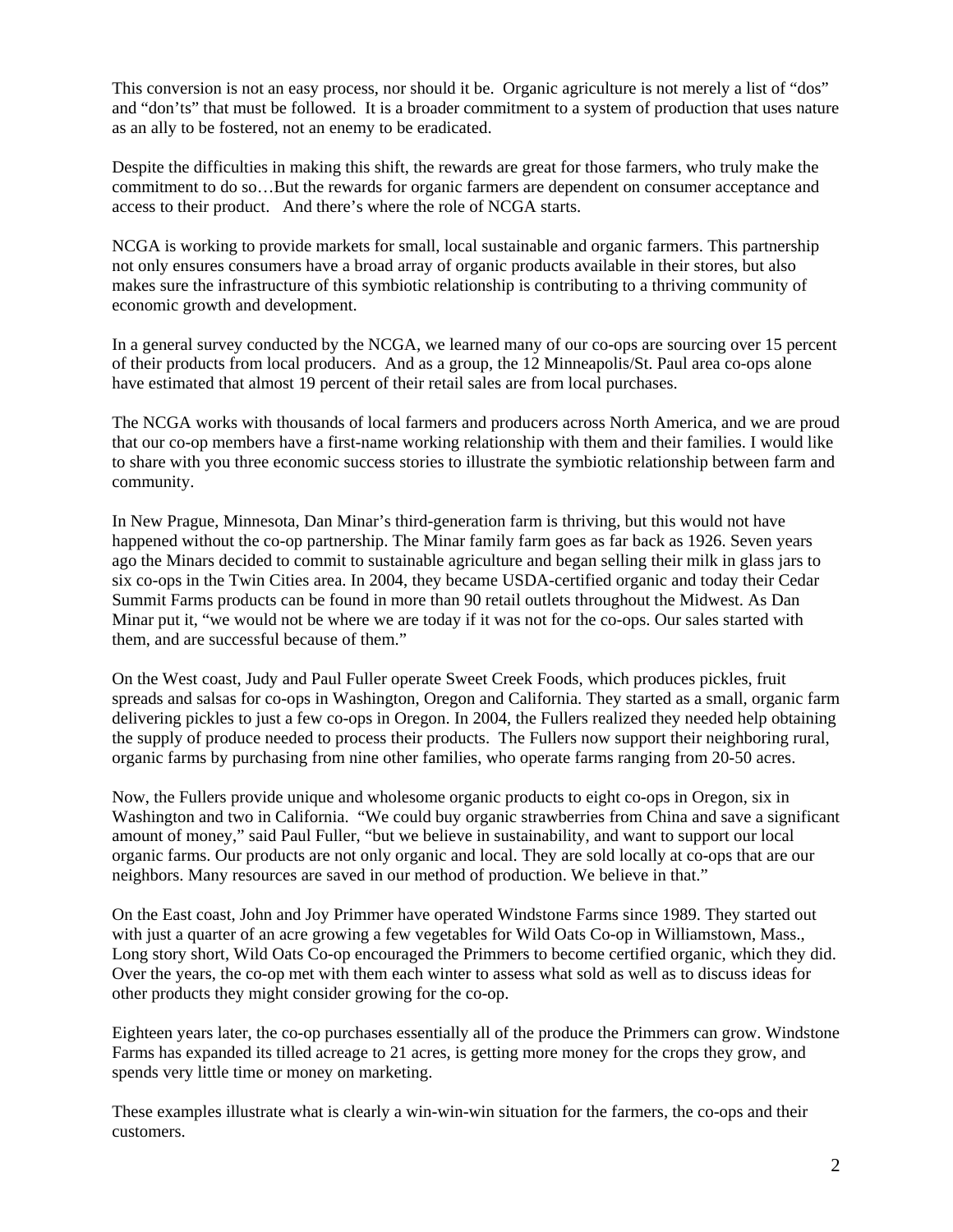This conversion is not an easy process, nor should it be. Organic agriculture is not merely a list of "dos" and "don'ts" that must be followed. It is a broader commitment to a system of production that uses nature as an ally to be fostered, not an enemy to be eradicated.

Despite the difficulties in making this shift, the rewards are great for those farmers, who truly make the commitment to do so…But the rewards for organic farmers are dependent on consumer acceptance and access to their product. And there's where the role of NCGA starts.

NCGA is working to provide markets for small, local sustainable and organic farmers. This partnership not only ensures consumers have a broad array of organic products available in their stores, but also makes sure the infrastructure of this symbiotic relationship is contributing to a thriving community of economic growth and development.

In a general survey conducted by the NCGA, we learned many of our co-ops are sourcing over 15 percent of their products from local producers. And as a group, the 12 Minneapolis/St. Paul area co-ops alone have estimated that almost 19 percent of their retail sales are from local purchases.

The NCGA works with thousands of local farmers and producers across North America, and we are proud that our co-op members have a first-name working relationship with them and their families. I would like to share with you three economic success stories to illustrate the symbiotic relationship between farm and community.

In New Prague, Minnesota, Dan Minar's third-generation farm is thriving, but this would not have happened without the co-op partnership. The Minar family farm goes as far back as 1926. Seven years ago the Minars decided to commit to sustainable agriculture and began selling their milk in glass jars to six co-ops in the Twin Cities area. In 2004, they became USDA-certified organic and today their Cedar Summit Farms products can be found in more than 90 retail outlets throughout the Midwest. As Dan Minar put it, "we would not be where we are today if it was not for the co-ops. Our sales started with them, and are successful because of them."

On the West coast, Judy and Paul Fuller operate Sweet Creek Foods, which produces pickles, fruit spreads and salsas for co-ops in Washington, Oregon and California. They started as a small, organic farm delivering pickles to just a few co-ops in Oregon. In 2004, the Fullers realized they needed help obtaining the supply of produce needed to process their products. The Fullers now support their neighboring rural, organic farms by purchasing from nine other families, who operate farms ranging from 20-50 acres.

Now, the Fullers provide unique and wholesome organic products to eight co-ops in Oregon, six in Washington and two in California. "We could buy organic strawberries from China and save a significant amount of money," said Paul Fuller, "but we believe in sustainability, and want to support our local organic farms. Our products are not only organic and local. They are sold locally at co-ops that are our neighbors. Many resources are saved in our method of production. We believe in that."

On the East coast, John and Joy Primmer have operated Windstone Farms since 1989. They started out with just a quarter of an acre growing a few vegetables for Wild Oats Co-op in Williamstown, Mass., Long story short, Wild Oats Co-op encouraged the Primmers to become certified organic, which they did. Over the years, the co-op met with them each winter to assess what sold as well as to discuss ideas for other products they might consider growing for the co-op.

Eighteen years later, the co-op purchases essentially all of the produce the Primmers can grow. Windstone Farms has expanded its tilled acreage to 21 acres, is getting more money for the crops they grow, and spends very little time or money on marketing.

These examples illustrate what is clearly a win-win-win situation for the farmers, the co-ops and their customers.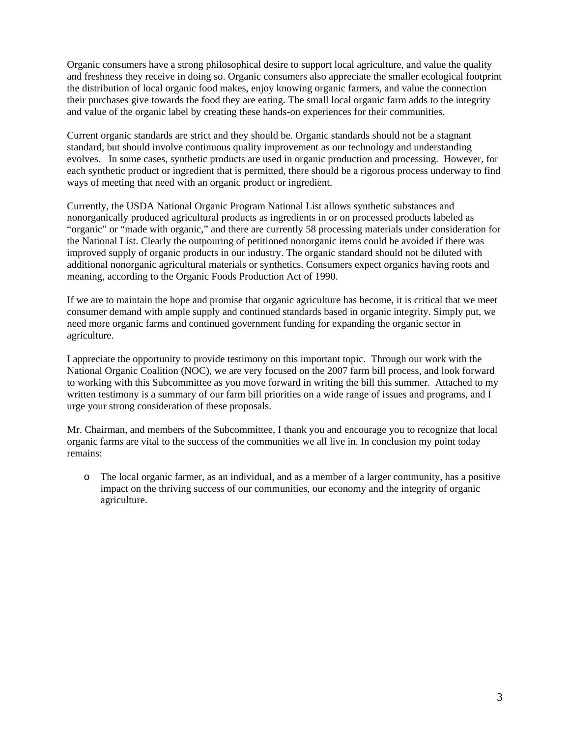Organic consumers have a strong philosophical desire to support local agriculture, and value the quality and freshness they receive in doing so. Organic consumers also appreciate the smaller ecological footprint the distribution of local organic food makes, enjoy knowing organic farmers, and value the connection their purchases give towards the food they are eating. The small local organic farm adds to the integrity and value of the organic label by creating these hands-on experiences for their communities.

Current organic standards are strict and they should be. Organic standards should not be a stagnant standard, but should involve continuous quality improvement as our technology and understanding evolves. In some cases, synthetic products are used in organic production and processing. However, for each synthetic product or ingredient that is permitted, there should be a rigorous process underway to find ways of meeting that need with an organic product or ingredient.

Currently, the USDA National Organic Program National List allows synthetic substances and nonorganically produced agricultural products as ingredients in or on processed products labeled as "organic" or "made with organic," and there are currently 58 processing materials under consideration for the National List. Clearly the outpouring of petitioned nonorganic items could be avoided if there was improved supply of organic products in our industry. The organic standard should not be diluted with additional nonorganic agricultural materials or synthetics. Consumers expect organics having roots and meaning, according to the Organic Foods Production Act of 1990.

If we are to maintain the hope and promise that organic agriculture has become, it is critical that we meet consumer demand with ample supply and continued standards based in organic integrity. Simply put, we need more organic farms and continued government funding for expanding the organic sector in agriculture.

I appreciate the opportunity to provide testimony on this important topic. Through our work with the National Organic Coalition (NOC), we are very focused on the 2007 farm bill process, and look forward to working with this Subcommittee as you move forward in writing the bill this summer. Attached to my written testimony is a summary of our farm bill priorities on a wide range of issues and programs, and I urge your strong consideration of these proposals.

Mr. Chairman, and members of the Subcommittee, I thank you and encourage you to recognize that local organic farms are vital to the success of the communities we all live in. In conclusion my point today remains:

- The local organic farmer, as an individual, and as a member of a larger community, has a positive impact on the thriving success of our communities, our economy and the integrity of organic agriculture.